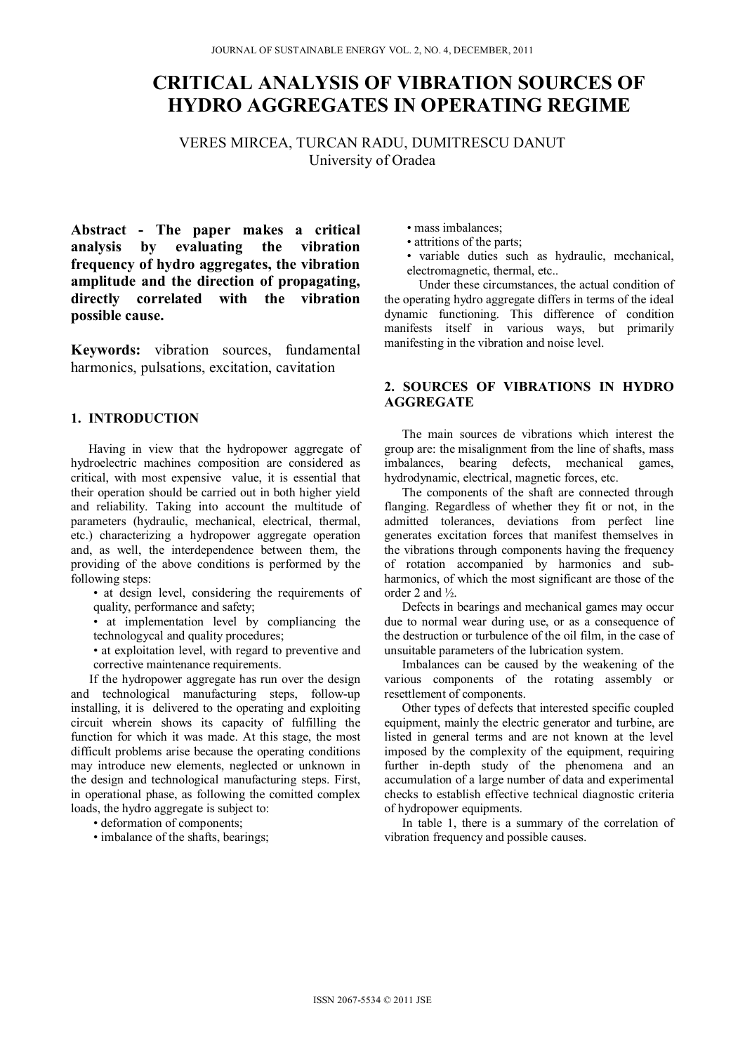# CRITICAL ANALYSIS OF VIBRATION SOURCES OF HYDRO AGGREGATES IN OPERATING REGIME

VERES MIRCEA, TURCAN RADU, DUMITRESCU DANUT
University of Oradea

**Abstract - The paper makes a critical analysis by evaluating the vibration frequency of hydro aggregates, the vibration amplitude and the direction of propagating, directly correlated with the vibration possible cause.**

**Keywords:** vibration sources, fundamental harmonics, pulsations, excitation, cavitation

## 1. INTRODUCTION

Having in view that the hydropower aggregate of hydroelectric machines composition are considered as critical, with most expensive value, it is essential that their operation should be carried out in both higher yield and reliability. Taking into account the multitude of parameters (hydraulic, mechanical, electrical, thermal, etc.) characterizing a hydropower aggregate operation and, as well, the interdependence between them, the providing of the above conditions is performed by the following steps:

- at design level, considering the requirements of quality, performance and safety;
- at implementation level by compliancing the technologycal and quality procedures;
- at exploitation level, with regard to preventive and corrective maintenance requirements.

If the hydropower aggregate has run over the design and technological manufacturing steps, follow-up installing, it is delivered to the operating and exploiting circuit wherein shows its capacity of fulfilling the function for which it was made. At this stage, the most difficult problems arise because the operating conditions may introduce new elements, neglected or unknown in the design and technological manufacturing steps. First, in operational phase, as following the comitted complex loads, the hydro aggregate is subject to:

- deformation of components;
- imbalance of the shafts, bearings;
- mass imbalances;
- attritions of the parts;
- variable duties such as hydraulic, mechanical, electromagnetic, thermal, etc..

Under these circumstances, the actual condition of the operating hydro aggregate differs in terms of the ideal dynamic functioning. This difference of condition manifests itself in various ways, but primarily manifesting in the vibration and noise level.

## 2. SOURCES OF VIBRATIONS IN HYDRO AGGREGATE

The main sources de vibrations which interest the group are: the misalignment from the line of shafts, mass imbalances, bearing defects, mechanical games, hydrodynamic, electrical, magnetic forces, etc.

The components of the shaft are connected through flanging. Regardless of whether they fit or not, in the admitted tolerances, deviations from perfect line generates excitation forces that manifest themselves in the vibrations through components having the frequency of rotation accompanied by harmonics and sub-harmonics, of which the most significant are those of the order 2 and ½.

Defects in bearings and mechanical games may occur due to normal wear during use, or as a consequence of the destruction or turbulence of the oil film, in the case of unsuitable parameters of the lubrication system.

Imbalances can be caused by the weakening of the various components of the rotating assembly or resettlement of components.

Other types of defects that interested specific coupled equipment, mainly the electric generator and turbine, are listed in general terms and are not known at the level imposed by the complexity of the equipment, requiring further in-depth study of the phenomena and an accumulation of a large number of data and experimental checks to establish effective technical diagnostic criteria of hydropower equipments.

In table 1, there is a summary of the correlation of vibration frequency and possible causes.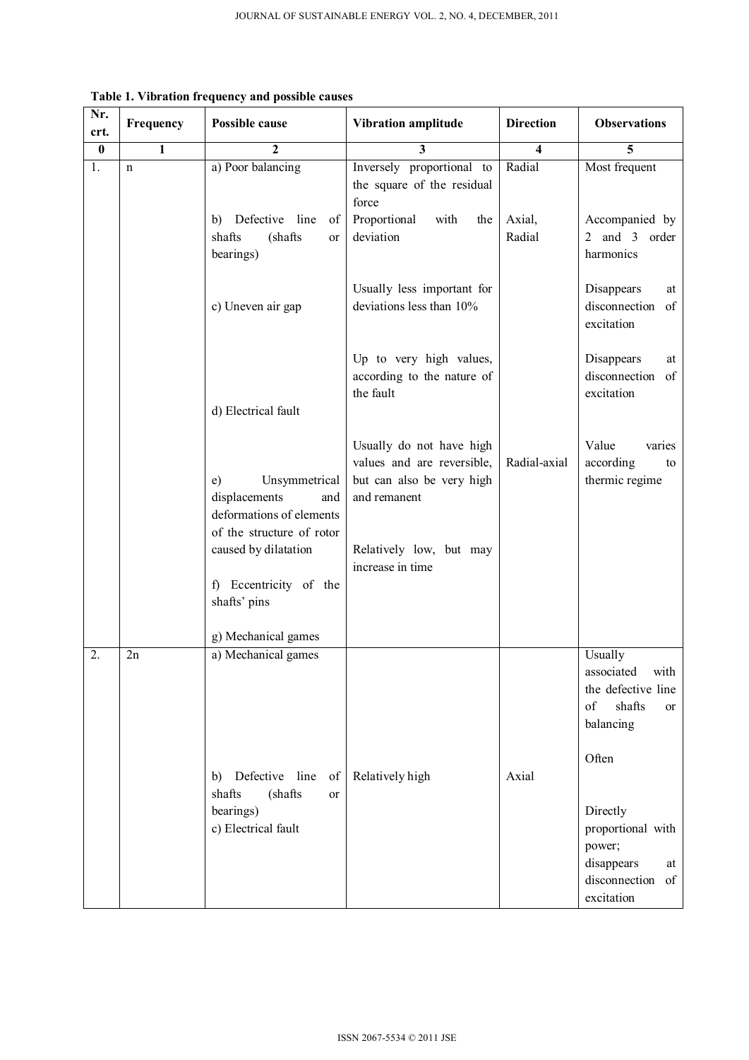**Table 1. Vibration frequency and possible causes**

| Nr. crt. | Frequency | Possible cause | Vibration amplitude | Direction | Observations |
|---|---|---|---|---|---|
| **0** | **1** | **2** | **3** | **4** | **5** |
| 1. | n | a) Poor balancing | Inversely proportional to the square of the residual force | Radial | Most frequent |
| | | b) Defective line of shafts (shafts or bearings) | Proportional with the deviation | Axial, Radial | Accompanied by 2 and 3 order harmonics |
| | | c) Uneven air gap | Usually less important for deviations less than 10% | | Disappears at disconnection of excitation |
| | | d) Electrical fault | Up to very high values, according to the nature of the fault | | Disappears at disconnection of excitation |
| | | e) Unsymmetrical displacements and deformations of elements of the structure of rotor caused by dilatation | Usually do not have high values and are reversible, but can also be very high and remanent | Radial-axial | Value varies according to thermic regime |
| | | f) Eccentricity of the shafts' pins | Relatively low, but may increase in time | | |
| | | g) Mechanical games | | | |
| 2. | 2n | a) Mechanical games | | | Usually associated with the defective line of shafts or balancing |
| | | b) Defective line of shafts (shafts or bearings) | Relatively high | Axial | Often |
| | | c) Electrical fault | | | Directly proportional with power; disappears at disconnection of excitation |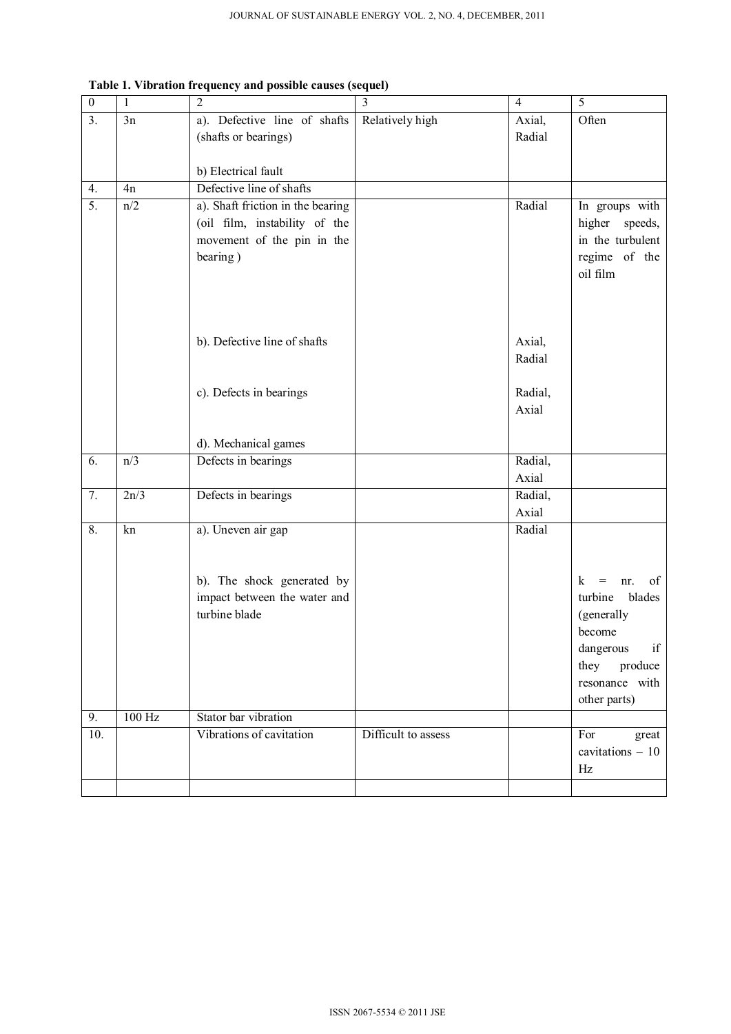**Table 1. Vibration frequency and possible causes (sequel)**

| 0 | 1 | 2 | 3 | 4 | 5 |
|---|---|---|---|---|---|
| 3. | 3n | a). Defective line of shafts (shafts or bearings)<br><br>b) Electrical fault | Relatively high | Axial, Radial | Often |
| 4. | 4n | Defective line of shafts | | | |
| 5. | n/2 | a). Shaft friction in the bearing (oil film, instability of the movement of the pin in the bearing ) | | Radial | In groups with higher speeds, in the turbulent regime of the oil film |
| | | b). Defective line of shafts | | Axial, Radial | |
| | | c). Defects in bearings | | Radial, Axial | |
| | | d). Mechanical games | | | |
| 6. | n/3 | Defects in bearings | | Radial, Axial | |
| 7. | 2n/3 | Defects in bearings | | Radial, Axial | |
| 8. | kn | a). Uneven air gap | | Radial | |
| | | b). The shock generated by impact between the water and turbine blade | | | k = nr. of turbine blades (generally become dangerous if they produce resonance with other parts) |
| 9. | 100 Hz | Stator bar vibration | | | |
| 10. | | Vibrations of cavitation | Difficult to assess | | For great cavitations – 10 Hz |
| | | | | | |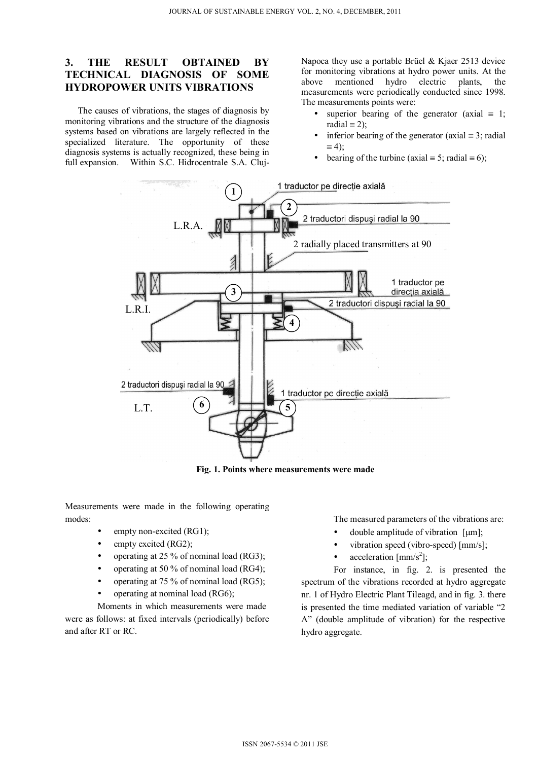## 3. THE RESULT OBTAINED BY TECHNICAL DIAGNOSIS OF SOME HYDROPOWER UNITS VIBRATIONS

The causes of vibrations, the stages of diagnosis by monitoring vibrations and the structure of the diagnosis systems based on vibrations are largely reflected in the specialized literature. The opportunity of these diagnosis systems is actually recognized, these being in full expansion. Within S.C. Hidrocentrale S.A. Cluj-Napoca they use a portable Brüel & Kjaer 2513 device for monitoring vibrations at hydro power units. At the above mentioned hydro electric plants, the measurements were periodically conducted since 1998. The measurements points were:

- superior bearing of the generator (axial ≡ 1; radial ≡ 2);
- inferior bearing of the generator (axial ≡ 3; radial ≡ 4);
- bearing of the turbine (axial ≡ 5; radial ≡ 6);

**Fig. 1. Points where measurements were made**

Measurements were made in the following operating modes:

- empty non-excited (RG1);
- empty excited (RG2);
- operating at 25 % of nominal load (RG3);
- operating at 50 % of nominal load (RG4);
- operating at 75 % of nominal load (RG5);
- operating at nominal load (RG6);

Moments in which measurements were made were as follows: at fixed intervals (periodically) before and after RT or RC.

The measured parameters of the vibrations are:

- double amplitude of vibration [μm];
- vibration speed (vibro-speed) [mm/s];
- acceleration [mm/s$^2$];

For instance, in fig. 2. is presented the spectrum of the vibrations recorded at hydro aggregate nr. 1 of Hydro Electric Plant Tileagd, and in fig. 3. there is presented the time mediated variation of variable "2 A" (double amplitude of vibration) for the respective hydro aggregate.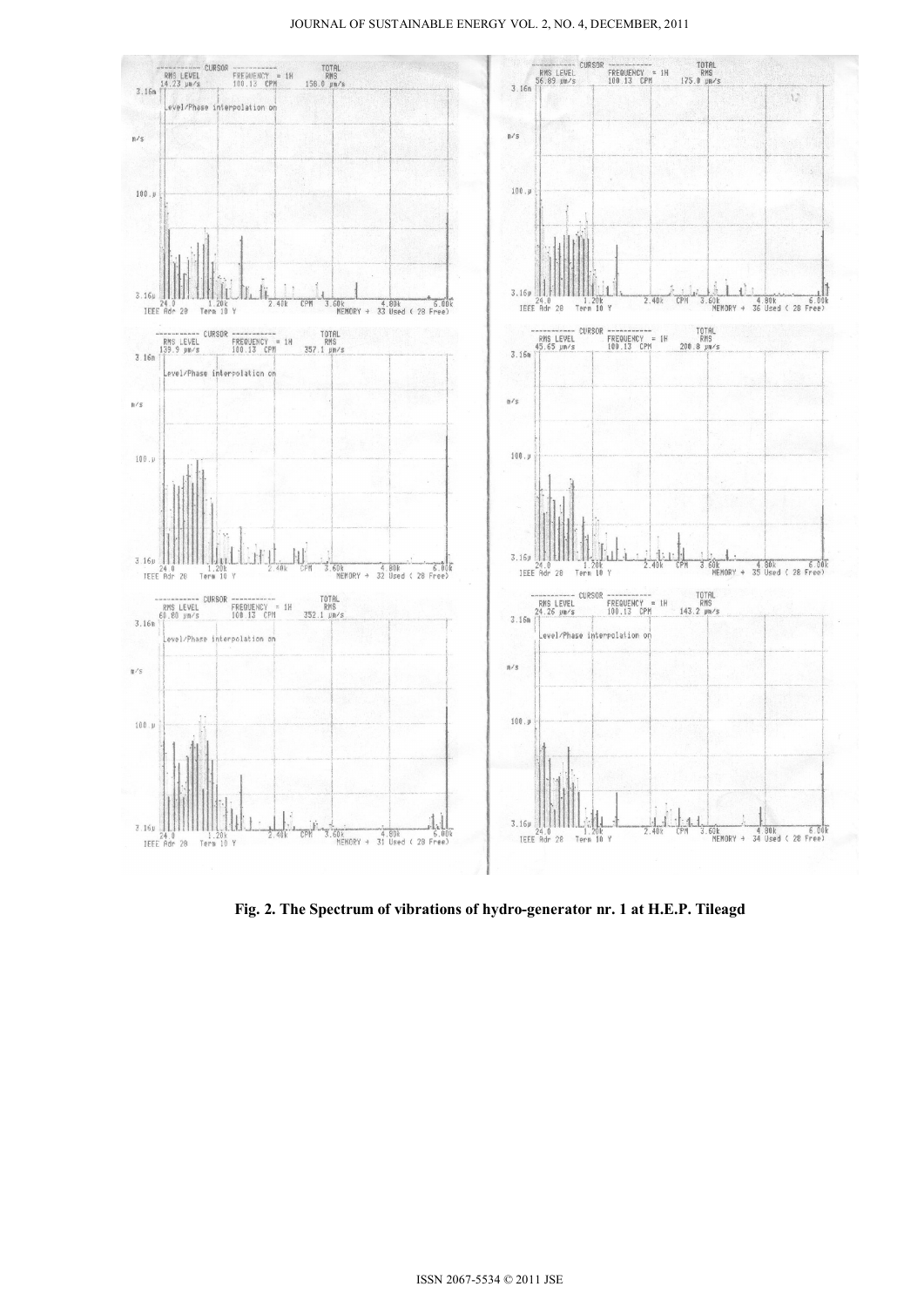**Fig. 2. The Spectrum of vibrations of hydro-generator nr. 1 at H.E.P. Tileagd**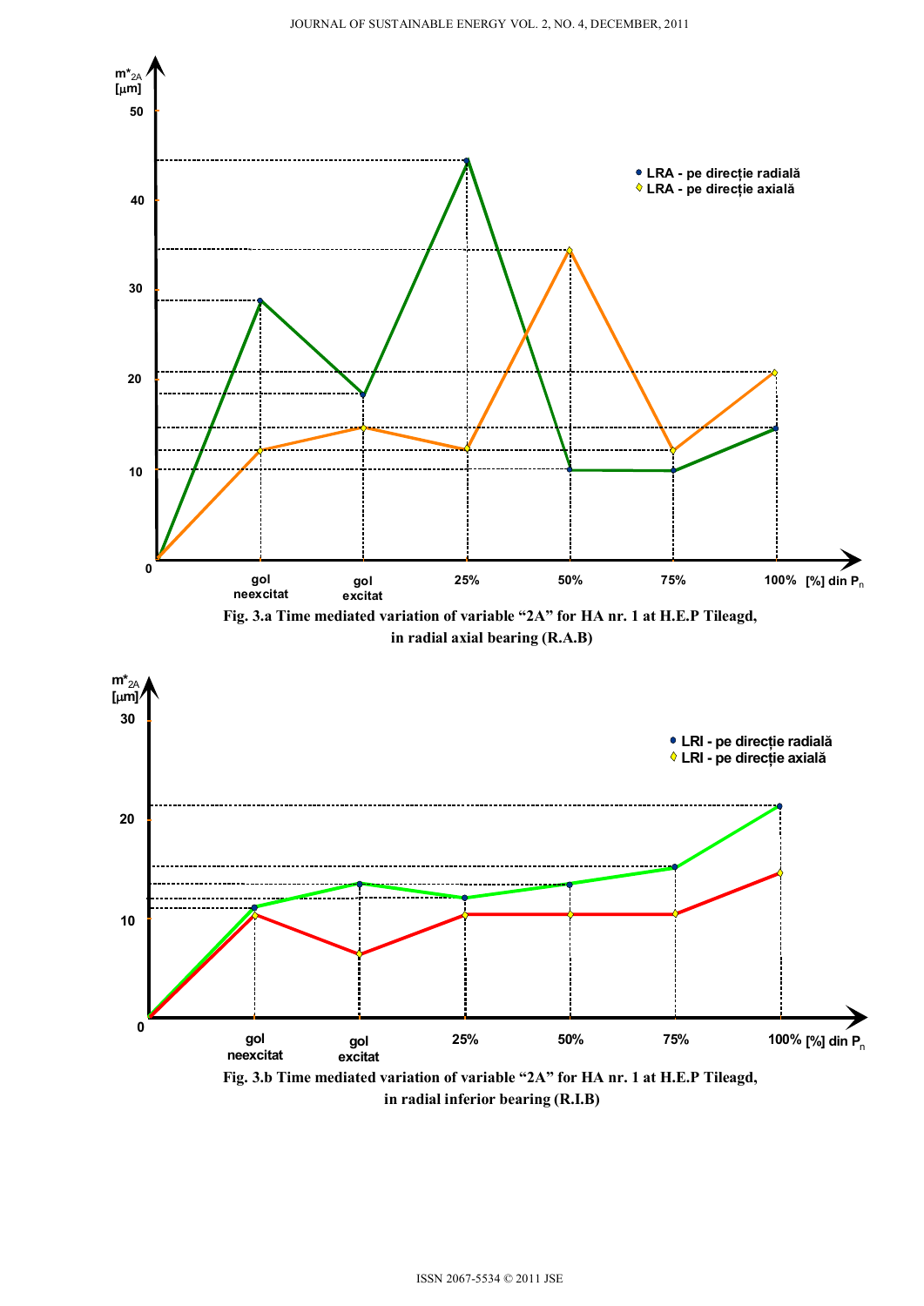Fig. 3.a Time mediated variation of variable "2A" for HA nr. 1 at H.E.P Tileagd, in radial axial bearing (R.A.B)

Fig. 3.b Time mediated variation of variable "2A" for HA nr. 1 at H.E.P Tileagd, in radial inferior bearing (R.I.B)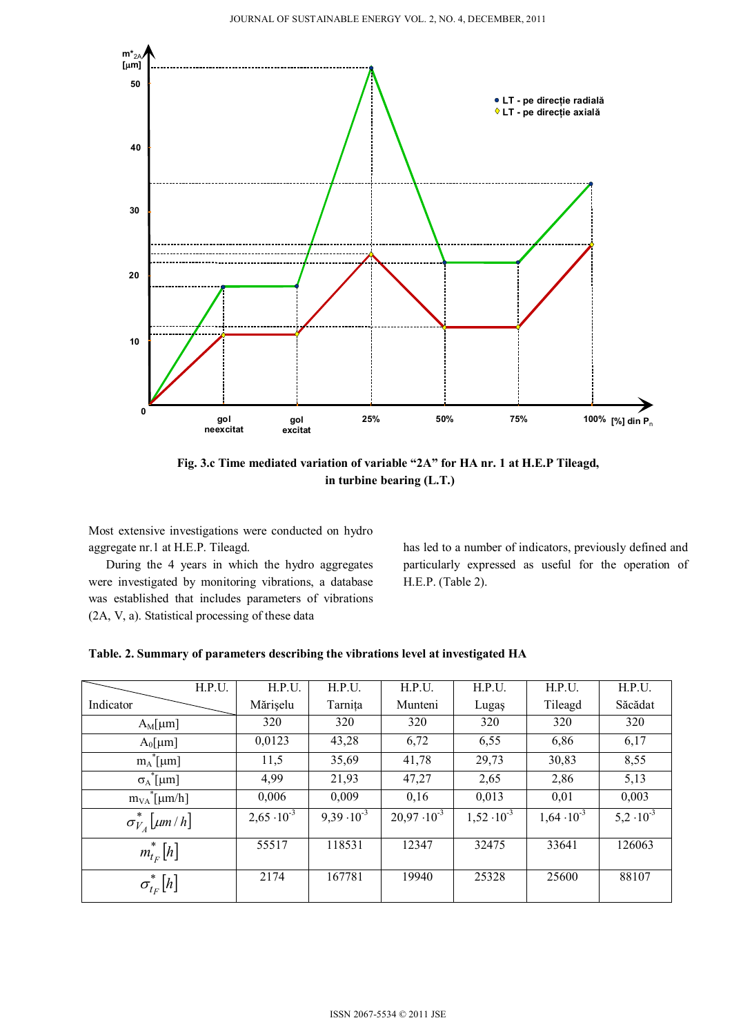**Fig. 3.c Time mediated variation of variable “2A” for HA nr. 1 at H.E.P Tileagd, in turbine bearing (L.T.)**

Most extensive investigations were conducted on hydro aggregate nr.1 at H.E.P. Tileagd.

During the 4 years in which the hydro aggregates were investigated by monitoring vibrations, a database was established that includes parameters of vibrations (2A, V, a). Statistical processing of these data has led to a number of indicators, previously defined and particularly expressed as useful for the operation of H.E.P. (Table 2).

**Table. 2. Summary of parameters describing the vibrations level at investigated HA**

| Indicator \ H.P.U. | H.P.U. Mărişelu | H.P.U. Tarniţa | H.P.U. Munteni | H.P.U. Lugaş | H.P.U. Tileagd | H.P.U. Săcădat |
|---|---|---|---|---|---|---|
| $A_M$[μm] | 320 | 320 | 320 | 320 | 320 | 320 |
| $A_0$[μm] | 0,0123 | 43,28 | 6,72 | 6,55 | 6,86 | 6,17 |
| $m_A^*$[μm] | 11,5 | 35,69 | 41,78 | 29,73 | 30,83 | 8,55 |
| $\sigma_A^*$[μm] | 4,99 | 21,93 | 47,27 | 2,65 | 2,86 | 5,13 |
| $m_{VA}^*$[μm/h] | 0,006 | 0,009 | 0,16 | 0,013 | 0,01 | 0,003 |
| $\sigma_{V_A}^*\left[\mu m/h\right]$ | $2{,}65 \cdot 10^{-3}$ | $9{,}39 \cdot 10^{-3}$ | $20{,}97 \cdot 10^{-3}$ | $1{,}52 \cdot 10^{-3}$ | $1{,}64 \cdot 10^{-3}$ | $5{,}2 \cdot 10^{-3}$ |
| $m_{t_F}^*\left[h\right]$ | 55517 | 118531 | 12347 | 32475 | 33641 | 126063 |
| $\sigma_{t_F}^*\left[h\right]$ | 2174 | 167781 | 19940 | 25328 | 25600 | 88107 |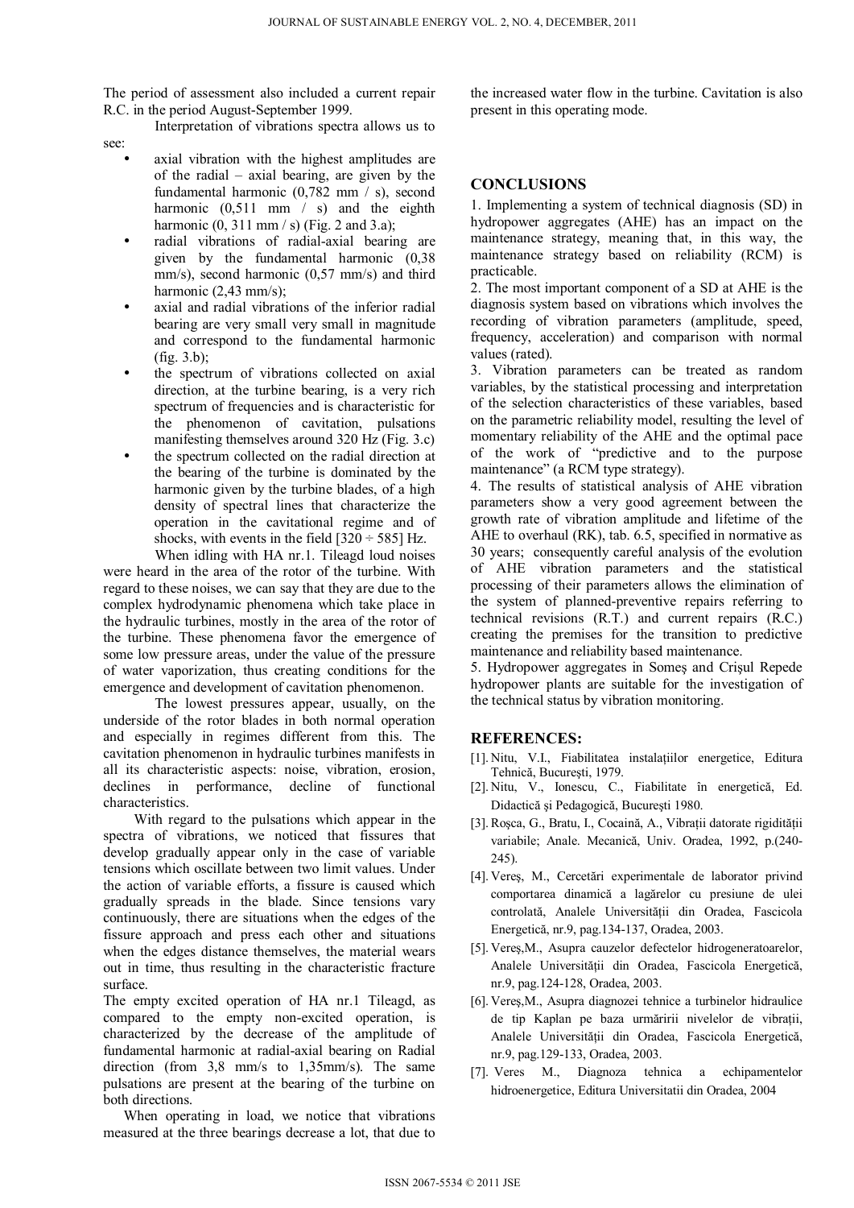The period of assessment also included a current repair R.C. in the period August-September 1999.

Interpretation of vibrations spectra allows us to see:

- axial vibration with the highest amplitudes are of the radial – axial bearing, are given by the fundamental harmonic (0,782 mm / s), second harmonic (0,511 mm / s) and the eighth harmonic (0, 311 mm / s) (Fig. 2 and 3.a);
- radial vibrations of radial-axial bearing are given by the fundamental harmonic (0,38 mm/s), second harmonic (0,57 mm/s) and third harmonic (2,43 mm/s);
- axial and radial vibrations of the inferior radial bearing are very small very small in magnitude and correspond to the fundamental harmonic (fig. 3.b);
- the spectrum of vibrations collected on axial direction, at the turbine bearing, is a very rich spectrum of frequencies and is characteristic for the phenomenon of cavitation, pulsations manifesting themselves around 320 Hz (Fig. 3.c)
- the spectrum collected on the radial direction at the bearing of the turbine is dominated by the harmonic given by the turbine blades, of a high density of spectral lines that characterize the operation in the cavitational regime and of shocks, with events in the field [320 ÷ 585] Hz.

When idling with HA nr.1. Tileagd loud noises were heard in the area of the rotor of the turbine. With regard to these noises, we can say that they are due to the complex hydrodynamic phenomena which take place in the hydraulic turbines, mostly in the area of the rotor of the turbine. These phenomena favor the emergence of some low pressure areas, under the value of the pressure of water vaporization, thus creating conditions for the emergence and development of cavitation phenomenon.

The lowest pressures appear, usually, on the underside of the rotor blades in both normal operation and especially in regimes different from this. The cavitation phenomenon in hydraulic turbines manifests in all its characteristic aspects: noise, vibration, erosion, declines in performance, decline of functional characteristics.

With regard to the pulsations which appear in the spectra of vibrations, we noticed that fissures that develop gradually appear only in the case of variable tensions which oscillate between two limit values. Under the action of variable efforts, a fissure is caused which gradually spreads in the blade. Since tensions vary continuously, there are situations when the edges of the fissure approach and press each other and situations when the edges distance themselves, the material wears out in time, thus resulting in the characteristic fracture surface.

The empty excited operation of HA nr.1 Tileagd, as compared to the empty non-excited operation, is characterized by the decrease of the amplitude of fundamental harmonic at radial-axial bearing on Radial direction (from 3,8 mm/s to 1,35mm/s). The same pulsations are present at the bearing of the turbine on both directions.

When operating in load, we notice that vibrations measured at the three bearings decrease a lot, that due to the increased water flow in the turbine. Cavitation is also present in this operating mode.

## CONCLUSIONS

1. Implementing a system of technical diagnosis (SD) in hydropower aggregates (AHE) has an impact on the maintenance strategy, meaning that, in this way, the maintenance strategy based on reliability (RCM) is practicable.
2. The most important component of a SD at AHE is the diagnosis system based on vibrations which involves the recording of vibration parameters (amplitude, speed, frequency, acceleration) and comparison with normal values (rated).
3. Vibration parameters can be treated as random variables, by the statistical processing and interpretation of the selection characteristics of these variables, based on the parametric reliability model, resulting the level of momentary reliability of the AHE and the optimal pace of the work of "predictive and to the purpose maintenance" (a RCM type strategy).
4. The results of statistical analysis of AHE vibration parameters show a very good agreement between the growth rate of vibration amplitude and lifetime of the AHE to overhaul (RK), tab. 6.5, specified in normative as 30 years; consequently careful analysis of the evolution of AHE vibration parameters and the statistical processing of their parameters allows the elimination of the system of planned-preventive repairs referring to technical revisions (R.T.) and current repairs (R.C.) creating the premises for the transition to predictive maintenance and reliability based maintenance.
5. Hydropower aggregates in Someş and Crişul Repede hydropower plants are suitable for the investigation of the technical status by vibration monitoring.

## REFERENCES:

[1]. Nitu, V.I., Fiabilitatea instalațiilor energetice, Editura Tehnică, Bucureşti, 1979.

[2]. Nitu, V., Ionescu, C., Fiabilitate în energetică, Ed. Didactică şi Pedagogică, Bucureşti 1980.

[3]. Roşca, G., Bratu, I., Cocaină, A., Vibrații datorate rigidității variabile; Anale. Mecanică, Univ. Oradea, 1992, p.(240-245).

[4]. Vereş, M., Cercetări experimentale de laborator privind comportarea dinamică a lagărelor cu presiune de ulei controlată, Analele Universității din Oradea, Fascicola Energetică, nr.9, pag.134-137, Oradea, 2003.

[5]. Vereş,M., Asupra cauzelor defectelor hidrogeneratoarelor, Analele Universității din Oradea, Fascicola Energetică, nr.9, pag.124-128, Oradea, 2003.

[6]. Vereş,M., Asupra diagnozei tehnice a turbinelor hidraulice de tip Kaplan pe baza urmăririi nivelelor de vibrații, Analele Universității din Oradea, Fascicola Energetică, nr.9, pag.129-133, Oradea, 2003.

[7]. Veres M., Diagnoza tehnica a echipamentelor hidroenergetice, Editura Universitatii din Oradea, 2004